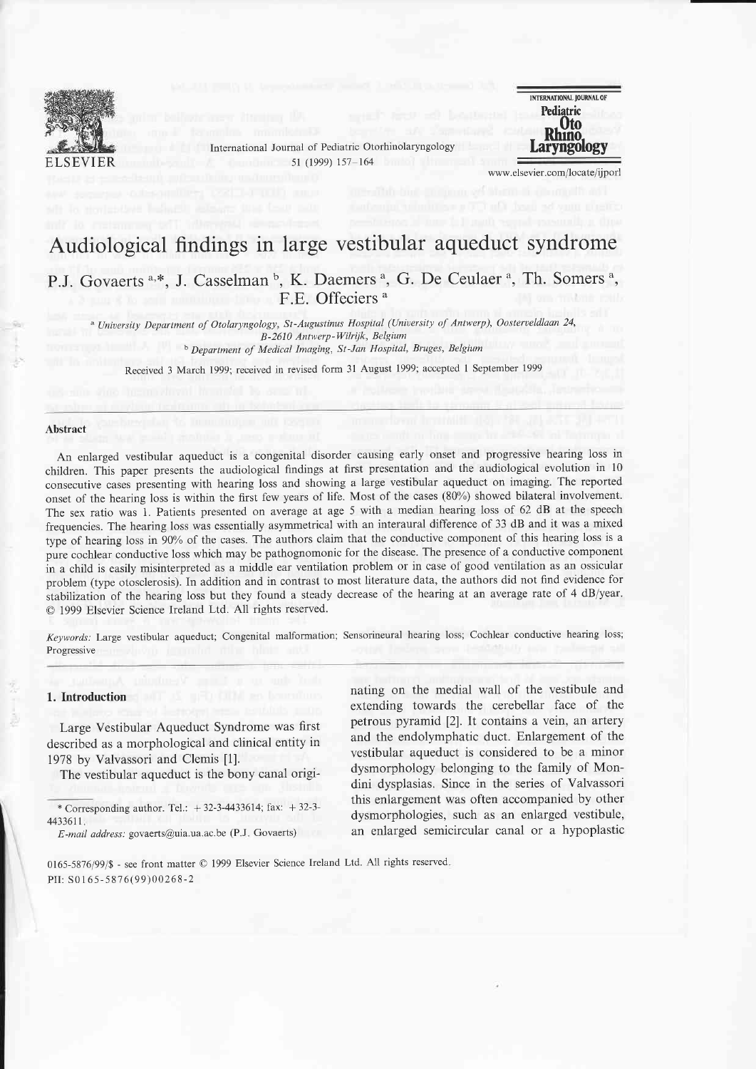# Audiological findings in large vestibular aqueduct syndrome

P.J. Govaerts [a,*], J. Casselman [b], K. Daemers [a], G. De Ceulaer [a], Th. Somers [a], F.E. Offeciers [a]

[a] University Department of Otolaryngology, St-Augustinus Hospital (University of Antwerp), Oosterveldlaan 24, B-2610 Antwerp-Wilrijk, Belgium

[b] Department of Medical Imaging, St-Jan Hospital, Bruges, Belgium

Received 3 March 1999; received in revised form 31 August 1999; accepted 1 September 1999

## Abstract

An enlarged vestibular aqueduct is a congenital disorder causing early onset and progressive hearing loss in children. This paper presents the audiological findings at first presentation and the audiological evolution in 10 consecutive cases presenting with hearing loss and showing a large vestibular aqueduct on imaging. The reported onset of the hearing loss is within the first few years of life. Most of the cases (80%) showed bilateral involvement. The sex ratio was 1. Patients presented on average at age 5 with a median hearing loss of 62 dB at the speech frequencies. The hearing loss was essentially asymmetrical with an interaural difference of 33 dB and it was a mixed type of hearing loss in 90% of the cases. The authors claim that the conductive component of this hearing loss is a pure cochlear conductive loss which may be pathognomonic for the disease. The presence of a conductive component in a child is easily misinterpreted as a middle ear ventilation problem or in case of good ventilation as an ossicular problem (type otosclerosis). In addition and in contrast to most literature data, the authors did not find evidence for stabilization of the hearing loss but they found a steady decrease of the hearing at an average rate of 4 dB/year. © 1999 Elsevier Science Ireland Ltd. All rights reserved.

*Keywords:* Large vestibular aqueduct; Congenital malformation; Sensorineural hearing loss; Cochlear conductive hearing loss; Progressive

## 1. Introduction

Large Vestibular Aqueduct Syndrome was first described as a morphological and clinical entity in 1978 by Valvassori and Clemis [1].

The vestibular aqueduct is the bony canal originating on the medial wall of the vestibule and extending towards the cerebellar face of the petrous pyramid [2]. It contains a vein, an artery and the endolymphatic duct. Enlargement of the vestibular aqueduct is considered to be a minor dysmorphology belonging to the family of Mondini dysplasias. Since in the series of Valvassori this enlargement was often accompanied by other dysmorphologies, such as an enlarged vestibule, an enlarged semicircular canal or a hypoplastic

\* Corresponding author. Tel.: +32-3-4433614; fax: +32-3-4433611.

*E-mail address:* govaerts@uia.ua.ac.be (P.J. Govaerts)

0165-5876/99/$ - see front matter © 1999 Elsevier Science Ireland Ltd. All rights reserved.
PII: S0165-5876(99)00268-2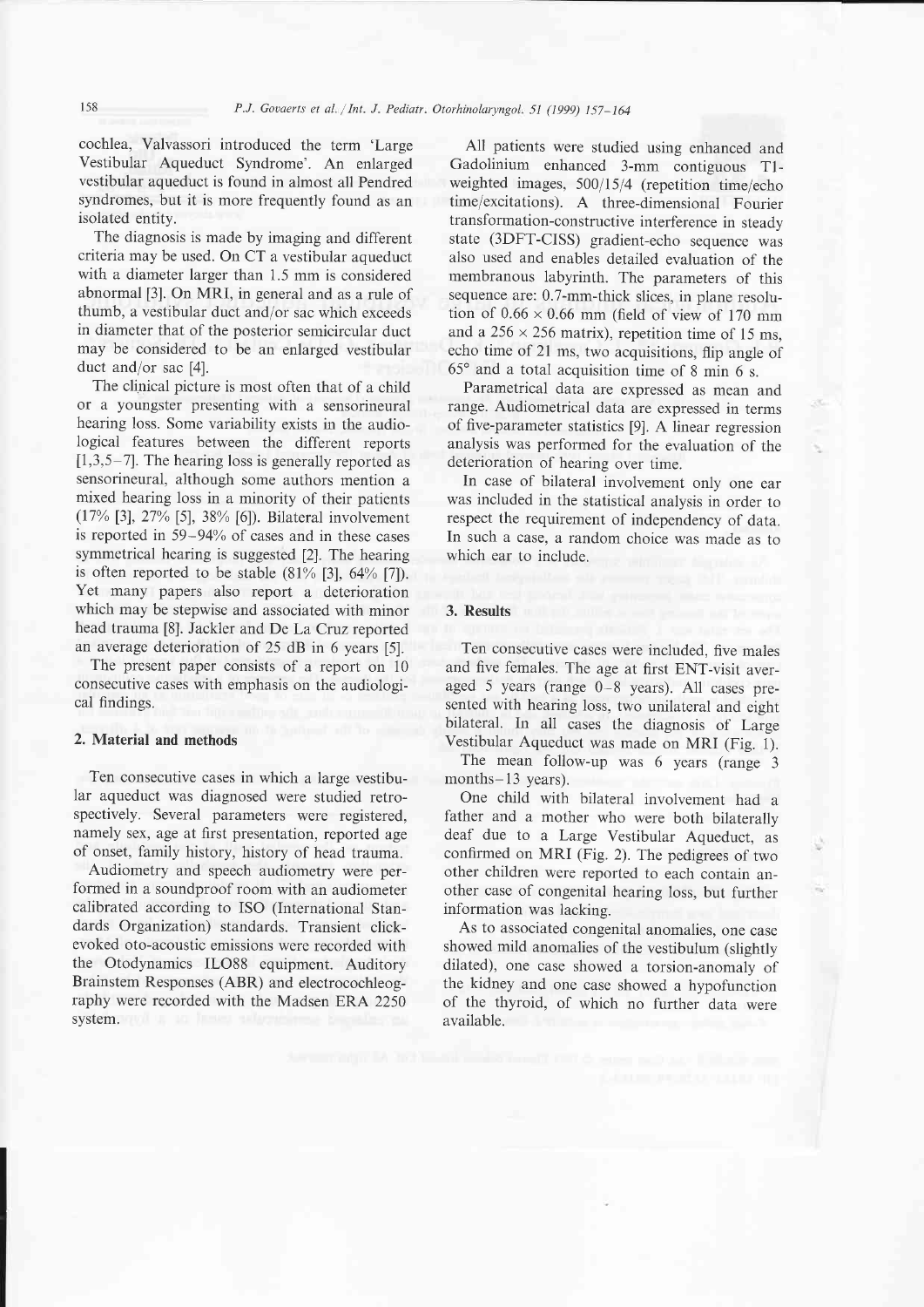cochlea, Valvassori introduced the term 'Large Vestibular Aqueduct Syndrome'. An enlarged vestibular aqueduct is found in almost all Pendred syndromes, but it is more frequently found as an isolated entity.

The diagnosis is made by imaging and different criteria may be used. On CT a vestibular aqueduct with a diameter larger than 1.5 mm is considered abnormal [3]. On MRI, in general and as a rule of thumb, a vestibular duct and/or sac which exceeds in diameter that of the posterior semicircular duct may be considered to be an enlarged vestibular duct and/or sac [4].

The clinical picture is most often that of a child or a youngster presenting with a sensorineural hearing loss. Some variability exists in the audiological features between the different reports [1,3,5–7]. The hearing loss is generally reported as sensorineural, although some authors mention a mixed hearing loss in a minority of their patients (17% [3], 27% [5], 38% [6]). Bilateral involvement is reported in 59–94% of cases and in these cases symmetrical hearing is suggested [2]. The hearing is often reported to be stable (81% [3], 64% [7]). Yet many papers also report a deterioration which may be stepwise and associated with minor head trauma [8]. Jackler and De La Cruz reported an average deterioration of 25 dB in 6 years [5].

The present paper consists of a report on 10 consecutive cases with emphasis on the audiological findings.

## 2. Material and methods

Ten consecutive cases in which a large vestibular aqueduct was diagnosed were studied retrospectively. Several parameters were registered, namely sex, age at first presentation, reported age of onset, family history, history of head trauma.

Audiometry and speech audiometry were performed in a soundproof room with an audiometer calibrated according to ISO (International Standards Organization) standards. Transient click-evoked oto-acoustic emissions were recorded with the Otodynamics ILO88 equipment. Auditory Brainstem Responses (ABR) and electrocochleography were recorded with the Madsen ERA 2250 system.

All patients were studied using enhanced and Gadolinium enhanced 3-mm contiguous T1-weighted images, 500/15/4 (repetition time/echo time/excitations). A three-dimensional Fourier transformation-constructive interference in steady state (3DFT-CISS) gradient-echo sequence was also used and enables detailed evaluation of the membranous labyrinth. The parameters of this sequence are: 0.7-mm-thick slices, in plane resolution of $0.66 \times 0.66$ mm (field of view of 170 mm and a $256 \times 256$ matrix), repetition time of 15 ms, echo time of 21 ms, two acquisitions, flip angle of 65° and a total acquisition time of 8 min 6 s.

Parametrical data are expressed as mean and range. Audiometrical data are expressed in terms of five-parameter statistics [9]. A linear regression analysis was performed for the evaluation of the deterioration of hearing over time.

In case of bilateral involvement only one ear was included in the statistical analysis in order to respect the requirement of independency of data. In such a case, a random choice was made as to which ear to include.

## 3. Results

Ten consecutive cases were included, five males and five females. The age at first ENT-visit averaged 5 years (range 0–8 years). All cases presented with hearing loss, two unilateral and eight bilateral. In all cases the diagnosis of Large Vestibular Aqueduct was made on MRI (Fig. 1).

The mean follow-up was 6 years (range 3 months–13 years).

One child with bilateral involvement had a father and a mother who were both bilaterally deaf due to a Large Vestibular Aqueduct, as confirmed on MRI (Fig. 2). The pedigrees of two other children were reported to each contain another case of congenital hearing loss, but further information was lacking.

As to associated congenital anomalies, one case showed mild anomalies of the vestibulum (slightly dilated), one case showed a torsion-anomaly of the kidney and one case showed a hypofunction of the thyroid, of which no further data were available.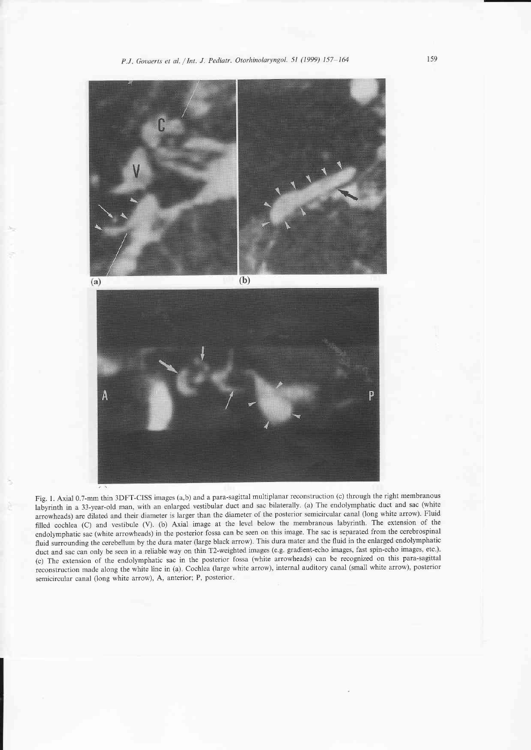Fig. 1. Axial 0.7-mm thin 3DFT-CISS images (a,b) and a para-sagittal multiplanar reconstruction (c) through the right membranous labyrinth in a 33-year-old man, with an enlarged vestibular duct and sac bilaterally. (a) The endolymphatic duct and sac (white arrowheads) are dilated and their diameter is larger than the diameter of the posterior semicircular canal (long white arrow). Fluid filled cochlea (C) and vestibule (V). (b) Axial image at the level below the membranous labyrinth. The extension of the endolymphatic sac (white arrowheads) in the posterior fossa can be seen on this image. The sac is separated from the cerebrospinal fluid surrounding the cerebellum by the dura mater (large black arrow). This dura mater and the fluid in the enlarged endolymphatic duct and sac can only be seen in a reliable way on thin T2-weighted images (e.g. gradient-echo images, fast spin-echo images, etc.). (c) The extension of the endolymphatic sac in the posterior fossa (white arrowheads) can be recognized on this para-sagittal reconstruction made along the white line in (a). Cochlea (large white arrow), internal auditory canal (small white arrow), posterior semicircular canal (long white arrow), A, anterior; P, posterior.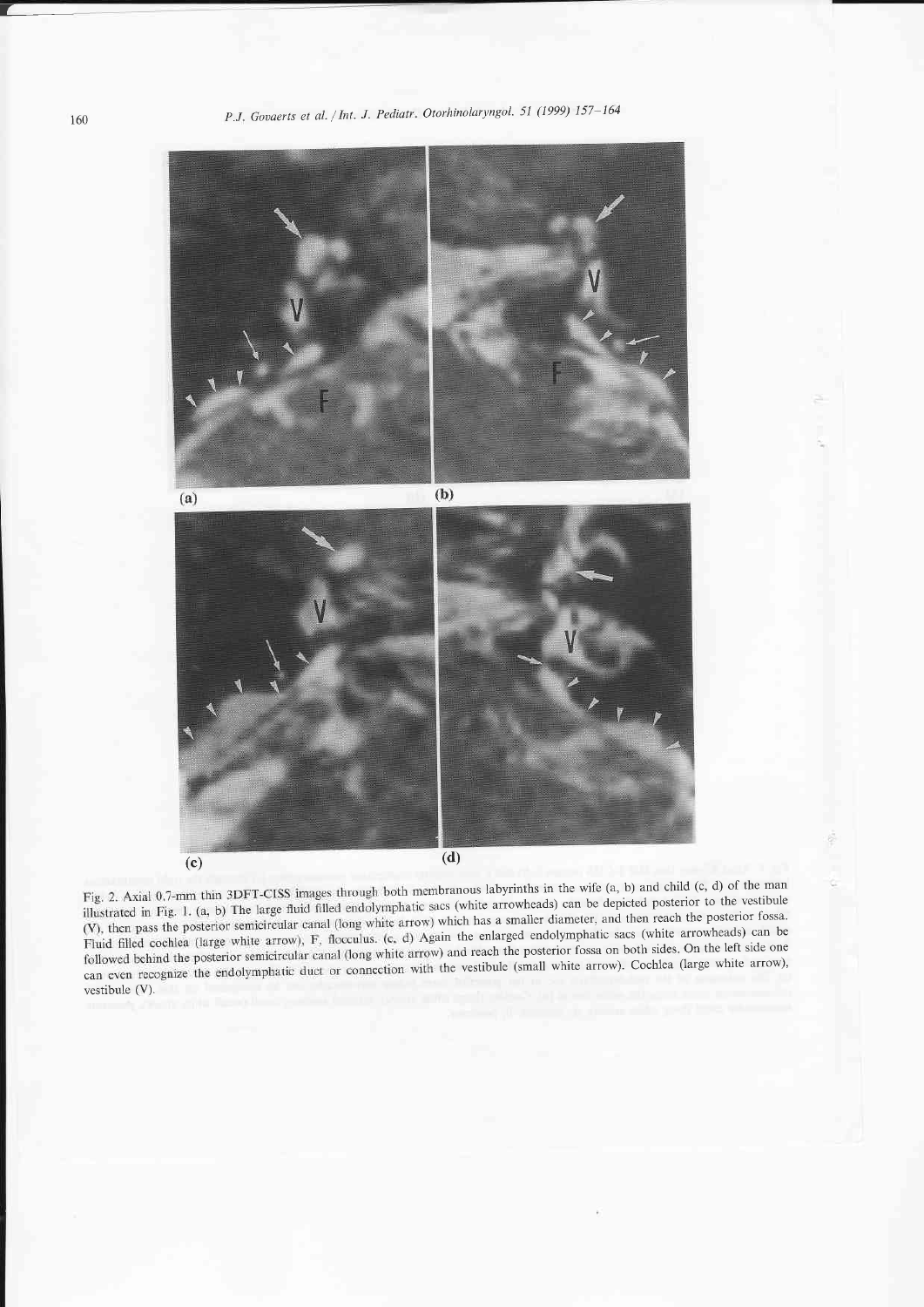Fig. 2. Axial 0.7-mm thin 3DFT-CISS images through both membranous labyrinths in the wife (a, b) and child (c, d) of the man illustrated in Fig. 1. (a, b) The large fluid filled endolymphatic sacs (white arrowheads) can be depicted posterior to the vestibule (V), then pass the posterior semicircular canal (long white arrow) which has a smaller diameter, and then reach the posterior fossa. Fluid filled cochlea (large white arrow), F, flocculus. (c, d) Again the enlarged endolymphatic sacs (white arrowheads) can be followed behind the posterior semicircular canal (long white arrow) and reach the posterior fossa on both sides. On the left side one can even recognize the endolymphatic duct or connection with the vestibule (small white arrow). Cochlea (large white arrow), vestibule (V).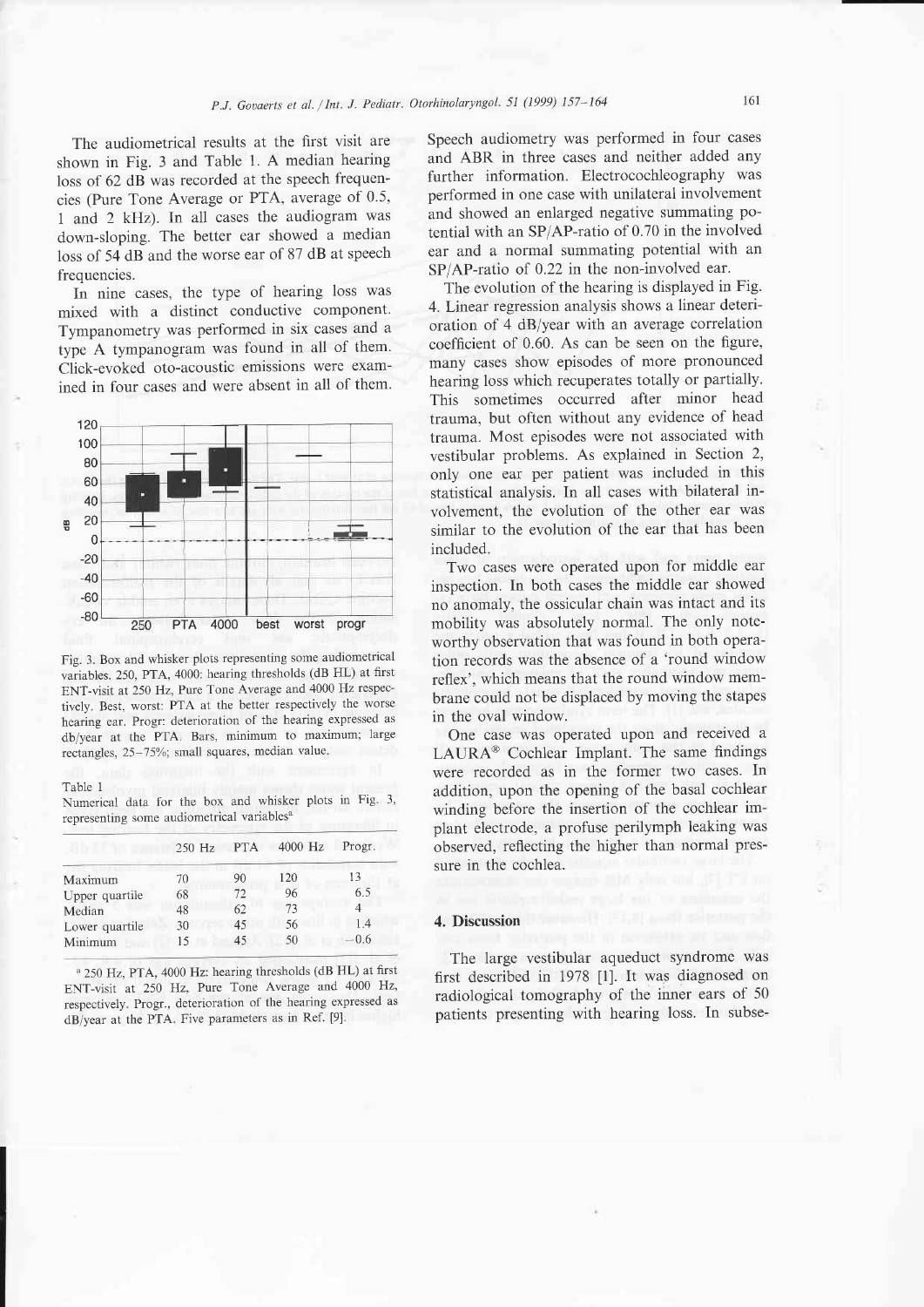The audiometrical results at the first visit are shown in Fig. 3 and Table 1. A median hearing loss of 62 dB was recorded at the speech frequencies (Pure Tone Average or PTA, average of 0.5, 1 and 2 kHz). In all cases the audiogram was down-sloping. The better ear showed a median loss of 54 dB and the worse ear of 87 dB at speech frequencies.

In nine cases, the type of hearing loss was mixed with a distinct conductive component. Tympanometry was performed in six cases and a type A tympanogram was found in all of them. Click-evoked oto-acoustic emissions were examined in four cases and were absent in all of them.

Fig. 3. Box and whisker plots representing some audiometrical variables. 250, PTA, 4000: hearing thresholds (dB HL) at first ENT-visit at 250 Hz, Pure Tone Average and 4000 Hz respectively. Best, worst: PTA at the better respectively the worse hearing ear. Progr: deterioration of the hearing expressed as db/year at the PTA. Bars, minimum to maximum; large rectangles, 25–75%; small squares, median value.

Table 1
Numerical data for the box and whisker plots in Fig. 3, representing some audiometrical variables[a]

| | 250 Hz | PTA | 4000 Hz | Progr. |
|---|---|---|---|---|
| Maximum | 70 | 90 | 120 | 13 |
| Upper quartile | 68 | 72 | 96 | 6.5 |
| Median | 48 | 62 | 73 | 4 |
| Lower quartile | 30 | 45 | 56 | 1.4 |
| Minimum | 15 | 45 | 50 | −0.6 |

[a] 250 Hz, PTA, 4000 Hz: hearing thresholds (dB HL) at first ENT-visit at 250 Hz, Pure Tone Average and 4000 Hz, respectively. Progr., deterioration of the hearing expressed as dB/year at the PTA. Five parameters as in Ref. [9].

Speech audiometry was performed in four cases and ABR in three cases and neither added any further information. Electrocochleography was performed in one case with unilateral involvement and showed an enlarged negative summating potential with an SP/AP-ratio of 0.70 in the involved ear and a normal summating potential with an SP/AP-ratio of 0.22 in the non-involved ear.

The evolution of the hearing is displayed in Fig. 4. Linear regression analysis shows a linear deterioration of 4 dB/year with an average correlation coefficient of 0.60. As can be seen on the figure, many cases show episodes of more pronounced hearing loss which recuperates totally or partially. This sometimes occurred after minor head trauma, but often without any evidence of head trauma. Most episodes were not associated with vestibular problems. As explained in Section 2, only one ear per patient was included in this statistical analysis. In all cases with bilateral involvement, the evolution of the other ear was similar to the evolution of the ear that has been included.

Two cases were operated upon for middle ear inspection. In both cases the middle ear showed no anomaly, the ossicular chain was intact and its mobility was absolutely normal. The only noteworthy observation that was found in both operation records was the absence of a 'round window reflex', which means that the round window membrane could not be displaced by moving the stapes in the oval window.

One case was operated upon and received a LAURA® Cochlear Implant. The same findings were recorded as in the former two cases. In addition, upon the opening of the basal cochlear winding before the insertion of the cochlear implant electrode, a profuse perilymph leaking was observed, reflecting the higher than normal pressure in the cochlea.

## 4. Discussion

The large vestibular aqueduct syndrome was first described in 1978 [1]. It was diagnosed on radiological tomography of the inner ears of 50 patients presenting with hearing loss. In subse-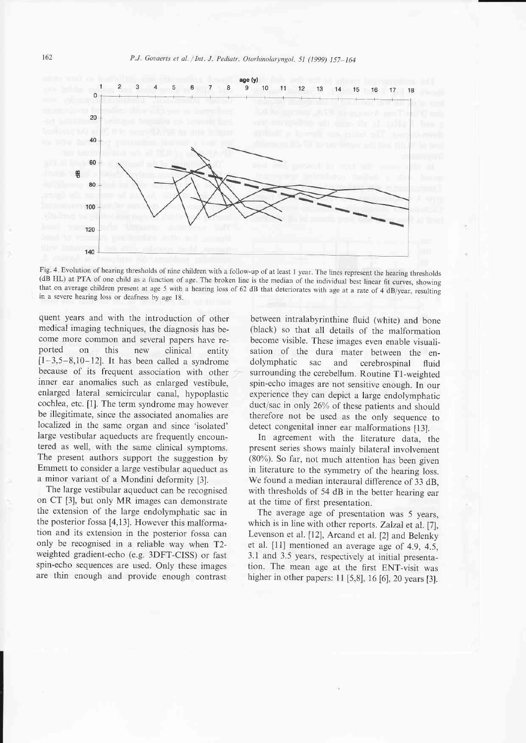Fig. 4. Evolution of hearing thresholds of nine children with a follow-up of at least 1 year. The lines represent the hearing thresholds (dB HL) at PTA of one child as a function of age. The broken line is the median of the individual best linear fit curves, showing that on average children present at age 5 with a hearing loss of 62 dB that deteriorates with age at a rate of 4 dB/year, resulting in a severe hearing loss or deafness by age 18.

quent years and with the introduction of other medical imaging techniques, the diagnosis has become more common and several papers have reported on this new clinical entity [1–3,5–8,10–12]. It has been called a syndrome because of its frequent association with other inner ear anomalies such as enlarged vestibule, enlarged lateral semicircular canal, hypoplastic cochlea, etc. [1]. The term syndrome may however be illegitimate, since the associated anomalies are localized in the same organ and since 'isolated' large vestibular aqueducts are frequently encountered as well, with the same clinical symptoms. The present authors support the suggestion by Emmett to consider a large vestibular aqueduct as a minor variant of a Mondini deformity [3].

The large vestibular aqueduct can be recognised on CT [3], but only MR images can demonstrate the extension of the large endolymphatic sac in the posterior fossa [4,13]. However this malformation and its extension in the posterior fossa can only be recognised in a reliable way when T2-weighted gradient-echo (e.g. 3DFT-CISS) or fast spin-echo sequences are used. Only these images are thin enough and provide enough contrast between intralabyrinthine fluid (white) and bone (black) so that all details of the malformation become visible. These images even enable visualisation of the dura mater between the endolymphatic sac and cerebrospinal fluid surrounding the cerebellum. Routine T1-weighted spin-echo images are not sensitive enough. In our experience they can depict a large endolymphatic duct/sac in only 26% of these patients and should therefore not be used as the only sequence to detect congenital inner ear malformations [13].

In agreement with the literature data, the present series shows mainly bilateral involvement (80%). So far, not much attention has been given in literature to the symmetry of the hearing loss. We found a median interaural difference of 33 dB, with thresholds of 54 dB in the better hearing ear at the time of first presentation.

The average age of presentation was 5 years, which is in line with other reports. Zalzal et al. [7], Levenson et al. [12], Arcand et al. [2] and Belenky et al. [11] mentioned an average age of 4.9, 4.5, 3.1 and 3.5 years, respectively at initial presentation. The mean age at the first ENT-visit was higher in other papers: 11 [5,8], 16 [6], 20 years [3].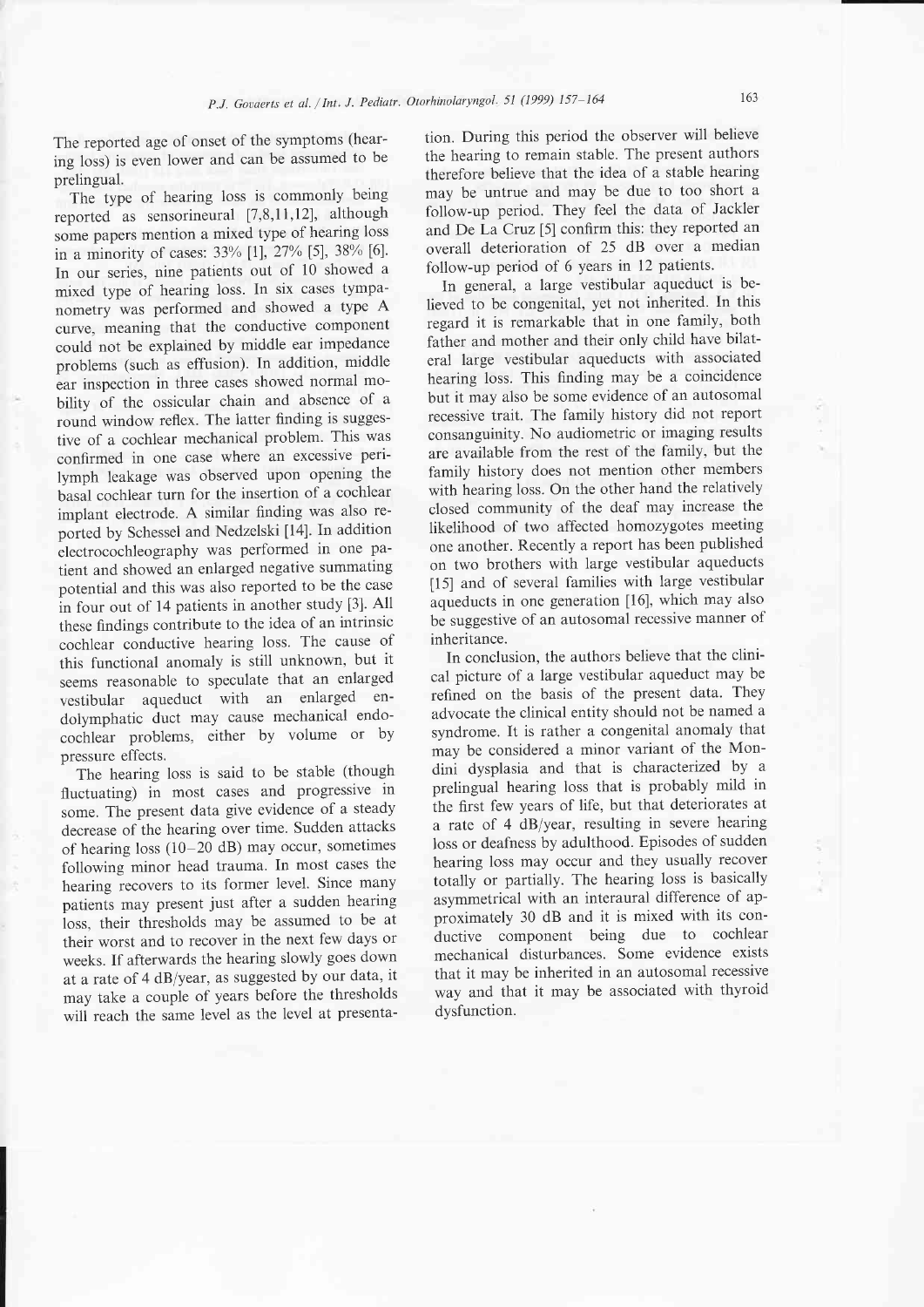The reported age of onset of the symptoms (hearing loss) is even lower and can be assumed to be prelingual.

The type of hearing loss is commonly being reported as sensorineural [7,8,11,12], although some papers mention a mixed type of hearing loss in a minority of cases: 33% [1], 27% [5], 38% [6]. In our series, nine patients out of 10 showed a mixed type of hearing loss. In six cases tympanometry was performed and showed a type A curve, meaning that the conductive component could not be explained by middle ear impedance problems (such as effusion). In addition, middle ear inspection in three cases showed normal mobility of the ossicular chain and absence of a round window reflex. The latter finding is suggestive of a cochlear mechanical problem. This was confirmed in one case where an excessive perilymph leakage was observed upon opening the basal cochlear turn for the insertion of a cochlear implant electrode. A similar finding was also reported by Schessel and Nedzelski [14]. In addition electrocochleography was performed in one patient and showed an enlarged negative summating potential and this was also reported to be the case in four out of 14 patients in another study [3]. All these findings contribute to the idea of an intrinsic cochlear conductive hearing loss. The cause of this functional anomaly is still unknown, but it seems reasonable to speculate that an enlarged vestibular aqueduct with an enlarged endolymphatic duct may cause mechanical endocochlear problems, either by volume or by pressure effects.

The hearing loss is said to be stable (though fluctuating) in most cases and progressive in some. The present data give evidence of a steady decrease of the hearing over time. Sudden attacks of hearing loss (10–20 dB) may occur, sometimes following minor head trauma. In most cases the hearing recovers to its former level. Since many patients may present just after a sudden hearing loss, their thresholds may be assumed to be at their worst and to recover in the next few days or weeks. If afterwards the hearing slowly goes down at a rate of 4 dB/year, as suggested by our data, it may take a couple of years before the thresholds will reach the same level as the level at presentation. During this period the observer will believe the hearing to remain stable. The present authors therefore believe that the idea of a stable hearing may be untrue and may be due to too short a follow-up period. They feel the data of Jackler and De La Cruz [5] confirm this: they reported an overall deterioration of 25 dB over a median follow-up period of 6 years in 12 patients.

In general, a large vestibular aqueduct is believed to be congenital, yet not inherited. In this regard it is remarkable that in one family, both father and mother and their only child have bilateral large vestibular aqueducts with associated hearing loss. This finding may be a coincidence but it may also be some evidence of an autosomal recessive trait. The family history did not report consanguinity. No audiometric or imaging results are available from the rest of the family, but the family history does not mention other members with hearing loss. On the other hand the relatively closed community of the deaf may increase the likelihood of two affected homozygotes meeting one another. Recently a report has been published on two brothers with large vestibular aqueducts [15] and of several families with large vestibular aqueducts in one generation [16], which may also be suggestive of an autosomal recessive manner of inheritance.

In conclusion, the authors believe that the clinical picture of a large vestibular aqueduct may be refined on the basis of the present data. They advocate the clinical entity should not be named a syndrome. It is rather a congenital anomaly that may be considered a minor variant of the Mondini dysplasia and that is characterized by a prelingual hearing loss that is probably mild in the first few years of life, but that deteriorates at a rate of 4 dB/year, resulting in severe hearing loss or deafness by adulthood. Episodes of sudden hearing loss may occur and they usually recover totally or partially. The hearing loss is basically asymmetrical with an interaural difference of approximately 30 dB and it is mixed with its conductive component being due to cochlear mechanical disturbances. Some evidence exists that it may be inherited in an autosomal recessive way and that it may be associated with thyroid dysfunction.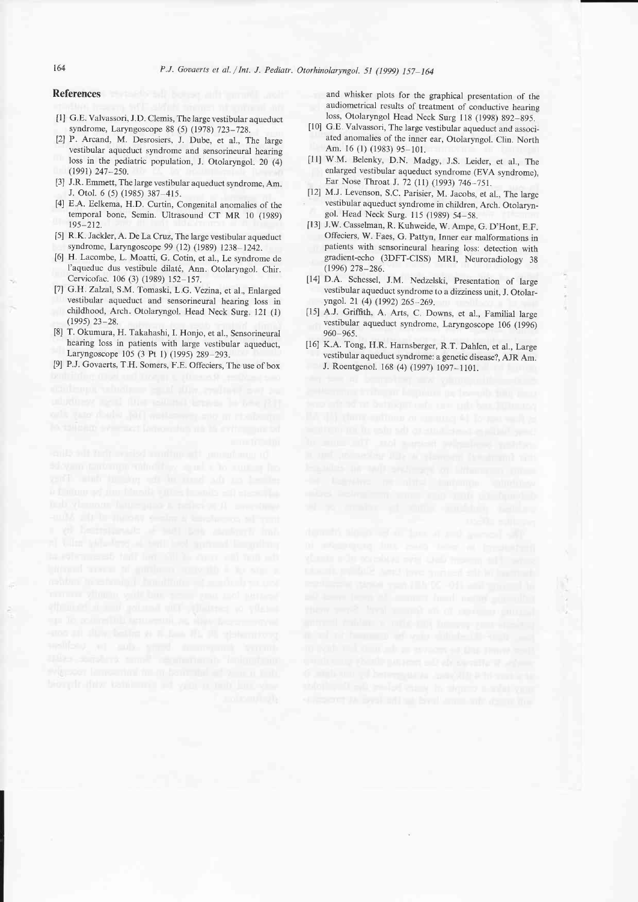## References

[1] G.E. Valvassori, J.D. Clemis, The large vestibular aqueduct syndrome, Laryngoscope 88 (5) (1978) 723–728.

[2] P. Arcand, M. Desrosiers, J. Dube, et al., The large vestibular aqueduct syndrome and sensorineural hearing loss in the pediatric population, J. Otolaryngol. 20 (4) (1991) 247–250.

[3] J.R. Emmett, The large vestibular aqueduct syndrome, Am. J. Otol. 6 (5) (1985) 387–415.

[4] E.A. Eelkema, H.D. Curtin, Congenital anomalies of the temporal bone, Semin. Ultrasound CT MR 10 (1989) 195–212.

[5] R.K. Jackler, A. De La Cruz, The large vestibular aqueduct syndrome, Laryngoscope 99 (12) (1989) 1238–1242.

[6] H. Lacombe, L. Moatti, G. Cotin, et al., Le syndrome de l'aqueduc dus vestibule dilaté, Ann. Otolaryngol. Chir. Cervicofac. 106 (3) (1989) 152–157.

[7] G.H. Zalzal, S.M. Tomaski, L.G. Vezina, et al., Enlarged vestibular aqueduct and sensorineural hearing loss in childhood, Arch. Otolaryngol. Head Neck Surg. 121 (1) (1995) 23–28.

[8] T. Okumura, H. Takahashi, I. Honjo, et al., Sensorineural hearing loss in patients with large vestibular aqueduct, Laryngoscope 105 (3 Pt 1) (1995) 289–293.

[9] P.J. Govaerts, T.H. Somers, F.E. Offeciers, The use of box and whisker plots for the graphical presentation of the audiometrical results of treatment of conductive hearing loss, Otolaryngol Head Neck Surg 118 (1998) 892–895.

[10] G.E. Valvassori, The large vestibular aqueduct and associated anomalies of the inner ear, Otolaryngol. Clin. North Am. 16 (1) (1983) 95–101.

[11] W.M. Belenky, D.N. Madgy, J.S. Leider, et al., The enlarged vestibular aqueduct syndrome (EVA syndrome), Ear Nose Throat J. 72 (11) (1993) 746–751.

[12] M.J. Levenson, S.C. Parisier, M. Jacobs, et al., The large vestibular aqueduct syndrome in children, Arch. Otolaryngol. Head Neck Surg. 115 (1989) 54–58.

[13] J.W. Casselman, R. Kuhweide, W. Ampe, G. D'Hont, E.F. Offeciers, W. Faes, G. Pattyn, Inner ear malformations in patients with sensorineural hearing loss: detection with gradient-echo (3DFT-CISS) MRI, Neuroradiology 38 (1996) 278–286.

[14] D.A. Schessel, J.M. Nedzelski, Presentation of large vestibular aqueduct syndrome to a dizziness unit, J. Otolaryngol. 21 (4) (1992) 265–269.

[15] A.J. Griffith, A. Arts, C. Downs, et al., Familial large vestibular aqueduct syndrome, Laryngoscope 106 (1996) 960–965.

[16] K.A. Tong, H.R. Harnsberger, R.T. Dahlen, et al., Large vestibular aqueduct syndrome: a genetic disease?, AJR Am. J. Roentgenol. 168 (4) (1997) 1097–1101.